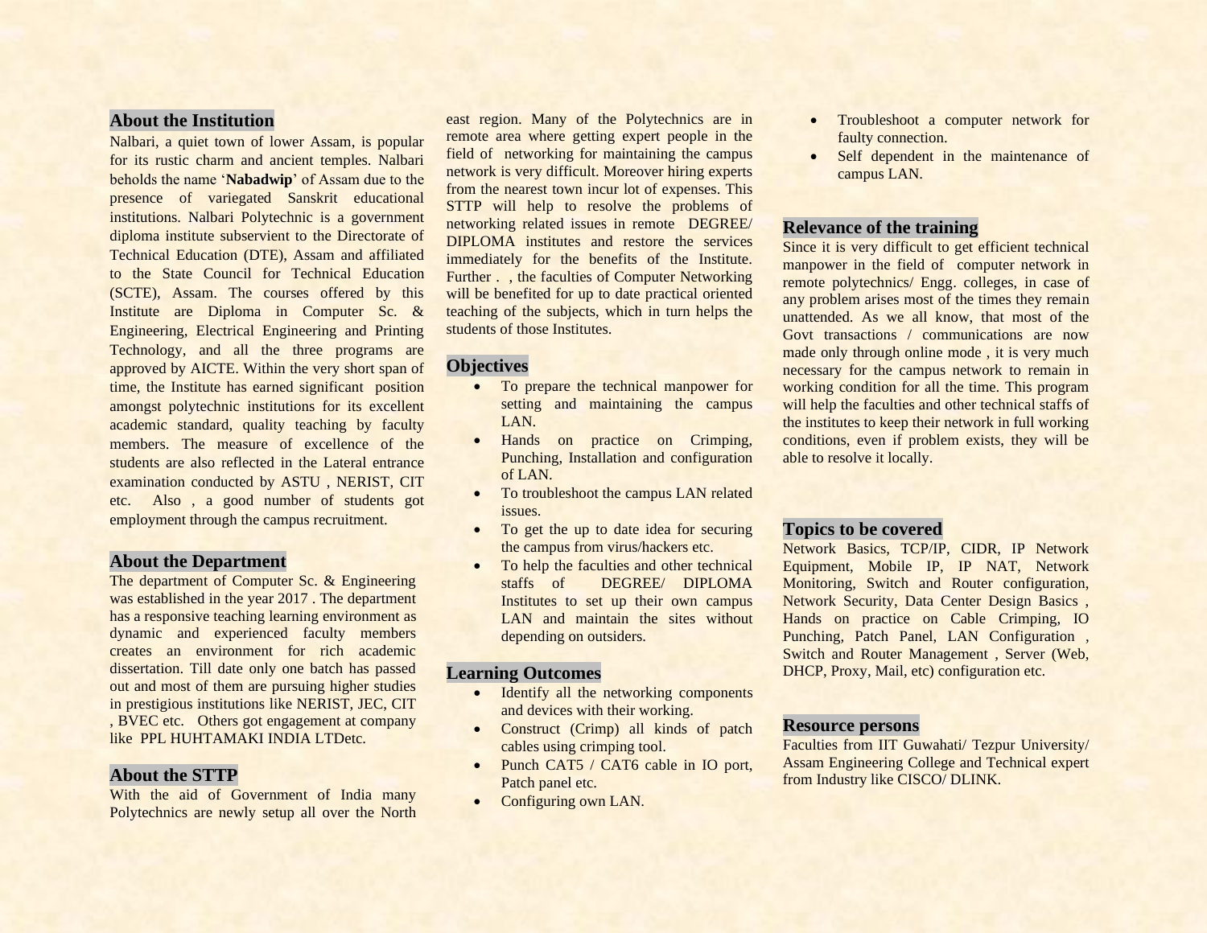## About the Institution

Nalbari, a quiet town of lower Assam, is popular for its rustic charm and ancient temples. Nalbari beholds the name '**Nabadwip**' of Assam due to the presence of variegated Sanskrit educational institutions. Nalbari Polytechnic is a government diploma institute subservient to the Directorate of Technical Education (DTE), Assam and affiliated to the State Council for Technical Education (SCTE), Assam. The courses offered by this Institute are Diploma in Computer Sc. & Engineering, Electrical Engineering and Printing Technology, and all the three programs are approved by AICTE. Within the very short span of time, the Institute has earned significant position amongst polytechnic institutions for its excellent academic standard, quality teaching by faculty members. The measure of excellence of the students are also reflected in the Lateral entrance examination conducted by ASTU , NERIST, CIT etc. Also , a good number of students got employment through the campus recruitment.

## About the Department

The department of Computer Sc. & Engineering was established in the year 2017 . The department has a responsive teaching learning environment as dynamic and experienced faculty members creates an environment for rich academic dissertation. Till date only one batch has passed out and most of them are pursuing higher studies in prestigious institutions like NERIST, JEC, CIT , BVEC etc. Others got engagement at company like PPL HUHTAMAKI INDIA LTDetc.

## About the STTP

With the aid of Government of India many Polytechnics are newly setup all over the North east region. Many of the Polytechnics are in remote area where getting expert people in the field of networking for maintaining the campus network is very difficult. Moreover hiring experts from the nearest town incur lot of expenses. This STTP will help to resolve the problems of networking related issues in remote DEGREE/ DIPLOMA institutes and restore the services immediately for the benefits of the Institute. Further . , the faculties of Computer Networking will be benefited for up to date practical oriented teaching of the subjects, which in turn helps the students of those Institutes.

## Objectives

- To prepare the technical manpower for setting and maintaining the campus LAN.
- Hands on practice on Crimping, Punching, Installation and configuration of LAN.
- To troubleshoot the campus LAN related issues.
- To get the up to date idea for securing the campus from virus/hackers etc.
- To help the faculties and other technical staffs of DEGREE/ DIPLOMA Institutes to set up their own campus LAN and maintain the sites without depending on outsiders.

## Learning Outcomes

- Identify all the networking components and devices with their working.
- Construct (Crimp) all kinds of patch cables using crimping tool.
- Punch CAT5 / CAT6 cable in IO port, Patch panel etc.
- Configuring own LAN.
- Troubleshoot a computer network for faulty connection.
- Self dependent in the maintenance of campus LAN.

## Relevance of the training

Since it is very difficult to get efficient technical manpower in the field of computer network in remote polytechnics/ Engg. colleges, in case of any problem arises most of the times they remain unattended. As we all know, that most of the Govt transactions / communications are now made only through online mode , it is very much necessary for the campus network to remain in working condition for all the time. This program will help the faculties and other technical staffs of the institutes to keep their network in full working conditions, even if problem exists, they will be able to resolve it locally.

## Topics to be covered

Network Basics, TCP/IP, CIDR, IP Network Equipment, Mobile IP, IP NAT, Network Monitoring, Switch and Router configuration, Network Security, Data Center Design Basics , Hands on practice on Cable Crimping, IO Punching, Patch Panel, LAN Configuration , Switch and Router Management , Server (Web, DHCP, Proxy, Mail, etc) configuration etc.

## Resource persons

Faculties from IIT Guwahati/ Tezpur University/ Assam Engineering College and Technical expert from Industry like CISCO/ DLINK.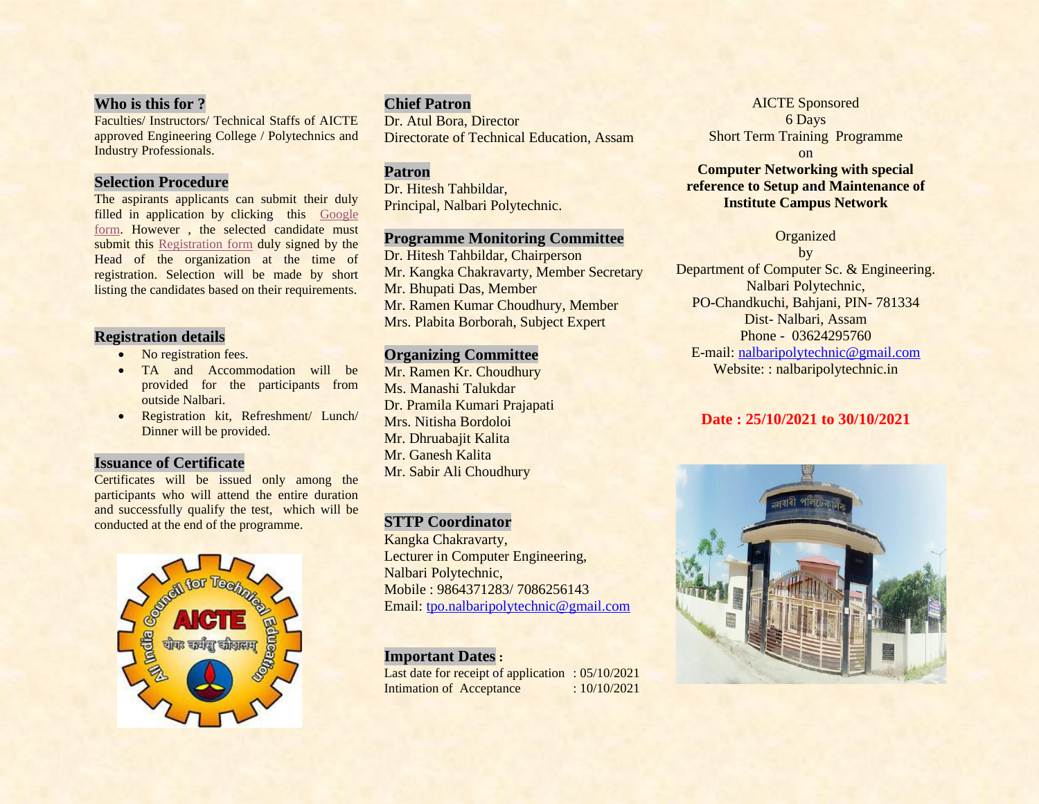## Who is this for ?

Faculties/ Instructors/ Technical Staffs of AICTE approved Engineering College / Polytechnics and Industry Professionals.

## Selection Procedure

The aspirants applicants can submit their duly filled in application by clicking this Google form. However , the selected candidate must submit this Registration form duly signed by the Head of the organization at the time of registration. Selection will be made by short listing the candidates based on their requirements.

## Registration details

- No registration fees.
- TA and Accommodation will be provided for the participants from outside Nalbari.
- Registration kit, Refreshment/ Lunch/ Dinner will be provided.

## Issuance of Certificate

Certificates will be issued only among the participants who will attend the entire duration and successfully qualify the test, which will be conducted at the end of the programme.

## Chief Patron

Dr. Atul Bora, Director
Directorate of Technical Education, Assam

## Patron

Dr. Hitesh Tahbildar,
Principal, Nalbari Polytechnic.

## Programme Monitoring Committee

Dr. Hitesh Tahbildar, Chairperson
Mr. Kangka Chakravarty, Member Secretary
Mr. Bhupati Das, Member
Mr. Ramen Kumar Choudhury, Member
Mrs. Plabita Borborah, Subject Expert

## Organizing Committee

Mr. Ramen Kr. Choudhury
Ms. Manashi Talukdar
Dr. Pramila Kumari Prajapati
Mrs. Nitisha Bordoloi
Mr. Dhruabajit Kalita
Mr. Ganesh Kalita
Mr. Sabir Ali Choudhury

## STTP Coordinator

Kangka Chakravarty,
Lecturer in Computer Engineering,
Nalbari Polytechnic,
Mobile : 9864371283/ 7086256143
Email: tpo.nalbaripolytechnic@gmail.com

## Important Dates :

| | |
|---|---|
| Last date for receipt of application | : 05/10/2021 |
| Intimation of Acceptance | : 10/10/2021 |

AICTE Sponsored
6 Days
Short Term Training Programme
on

**Computer Networking with special reference to Setup and Maintenance of Institute Campus Network**

Organized
by
Department of Computer Sc. & Engineering.
Nalbari Polytechnic,
PO-Chandkuchi, Bahjani, PIN- 781334
Dist- Nalbari, Assam
Phone - 03624295760
E-mail: nalbaripolytechnic@gmail.com
Website: : nalbaripolytechnic.in

**Date : 25/10/2021 to 30/10/2021**